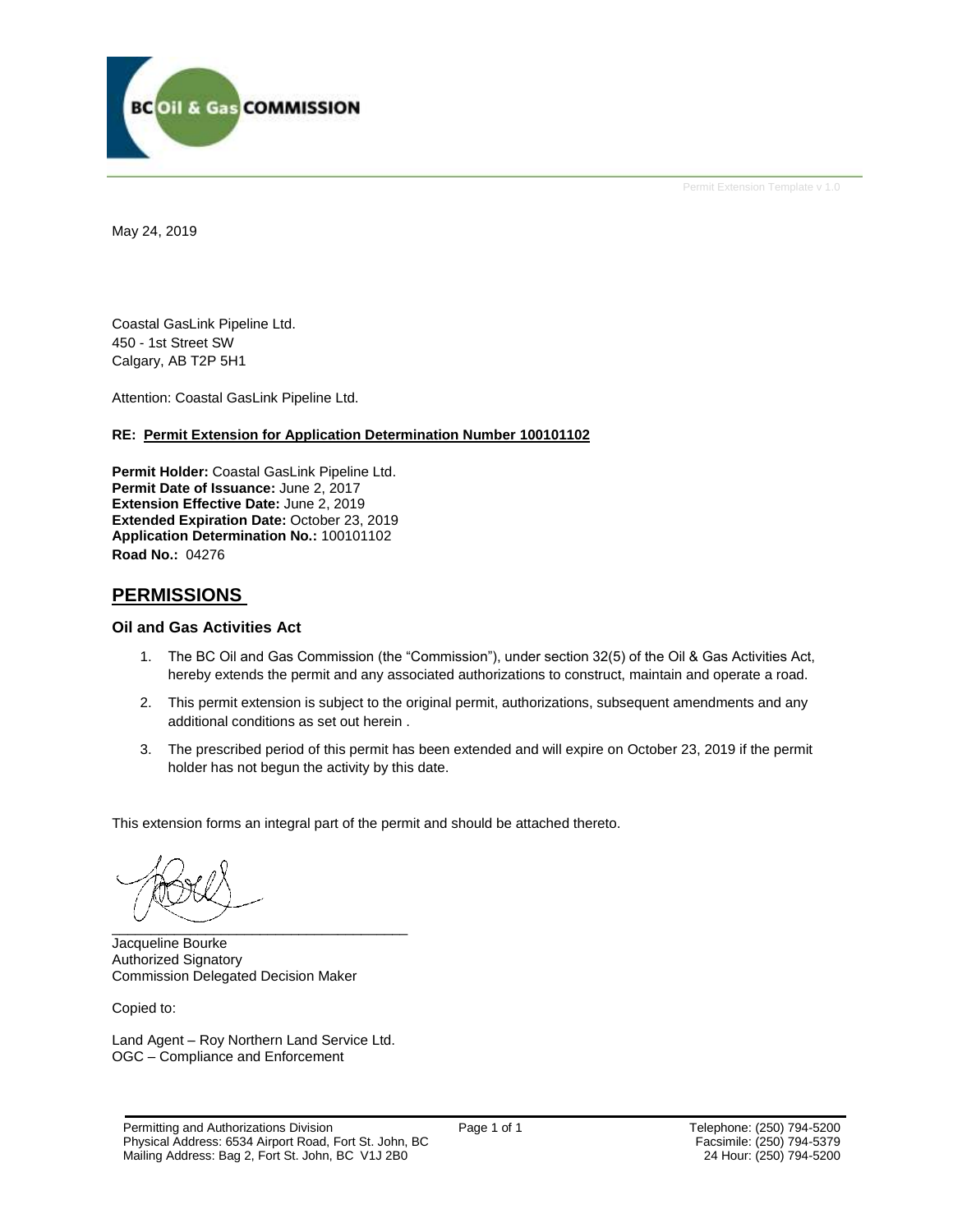Permit Extension Template v 1.0

May 24, 2019

Coastal GasLink Pipeline Ltd.
450 - 1st Street SW
Calgary, AB T2P 5H1

Attention: Coastal GasLink Pipeline Ltd.

**RE: Permit Extension for Application Determination Number 100101102**

**Permit Holder:** Coastal GasLink Pipeline Ltd.
**Permit Date of Issuance:** June 2, 2017
**Extension Effective Date:** June 2, 2019
**Extended Expiration Date:** October 23, 2019
**Application Determination No.:** 100101102
**Road No.:** 04276

## PERMISSIONS

### Oil and Gas Activities Act

1. The BC Oil and Gas Commission (the "Commission"), under section 32(5) of the Oil & Gas Activities Act, hereby extends the permit and any associated authorizations to construct, maintain and operate a road.
2. This permit extension is subject to the original permit, authorizations, subsequent amendments and any additional conditions as set out herein .
3. The prescribed period of this permit has been extended and will expire on October 23, 2019 if the permit holder has not begun the activity by this date.

This extension forms an integral part of the permit and should be attached thereto.

Jacqueline Bourke
Authorized Signatory
Commission Delegated Decision Maker

Copied to:

Land Agent – Roy Northern Land Service Ltd.
OGC – Compliance and Enforcement

Permitting and Authorizations Division
Physical Address: 6534 Airport Road, Fort St. John, BC
Mailing Address: Bag 2, Fort St. John, BC V1J 2B0

Telephone: (250) 794-5200
Facsimile: (250) 794-5379
24 Hour: (250) 794-5200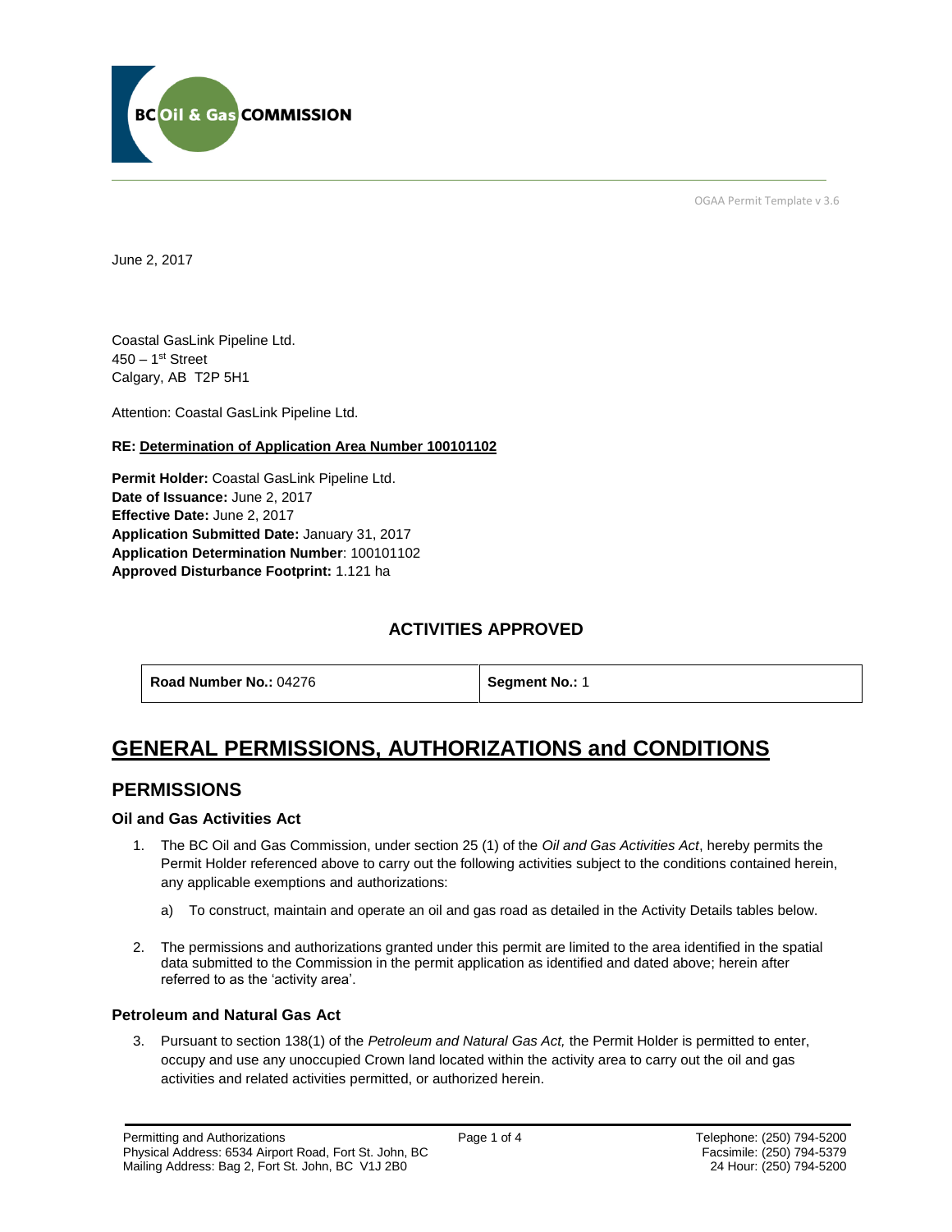OGAA Permit Template v 3.6

June 2, 2017

Coastal GasLink Pipeline Ltd.
450 – 1st Street
Calgary, AB T2P 5H1

Attention: Coastal GasLink Pipeline Ltd.

**RE: Determination of Application Area Number 100101102**

**Permit Holder:** Coastal GasLink Pipeline Ltd.
**Date of Issuance:** June 2, 2017
**Effective Date:** June 2, 2017
**Application Submitted Date:** January 31, 2017
**Application Determination Number**: 100101102
**Approved Disturbance Footprint:** 1.121 ha

### ACTIVITIES APPROVED

| **Road Number No.:** 04276 | **Segment No.:** 1 |
|---|---|

# GENERAL PERMISSIONS, AUTHORIZATIONS and CONDITIONS

## PERMISSIONS

### Oil and Gas Activities Act

1. The BC Oil and Gas Commission, under section 25 (1) of the *Oil and Gas Activities Act*, hereby permits the Permit Holder referenced above to carry out the following activities subject to the conditions contained herein, any applicable exemptions and authorizations:

   a) To construct, maintain and operate an oil and gas road as detailed in the Activity Details tables below.

2. The permissions and authorizations granted under this permit are limited to the area identified in the spatial data submitted to the Commission in the permit application as identified and dated above; herein after referred to as the 'activity area'.

### Petroleum and Natural Gas Act

3. Pursuant to section 138(1) of the *Petroleum and Natural Gas Act,* the Permit Holder is permitted to enter, occupy and use any unoccupied Crown land located within the activity area to carry out the oil and gas activities and related activities permitted, or authorized herein.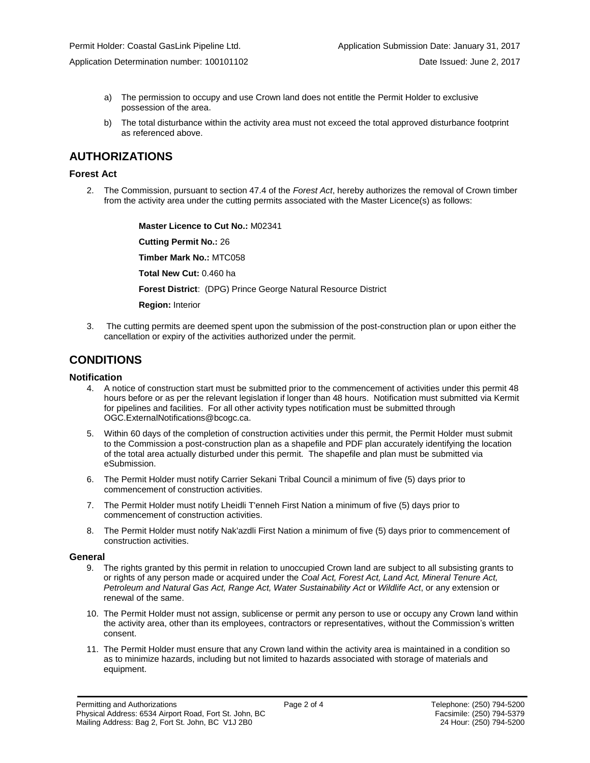a) The permission to occupy and use Crown land does not entitle the Permit Holder to exclusive possession of the area.

b) The total disturbance within the activity area must not exceed the total approved disturbance footprint as referenced above.

## AUTHORIZATIONS

### Forest Act

2. The Commission, pursuant to section 47.4 of the *Forest Act*, hereby authorizes the removal of Crown timber from the activity area under the cutting permits associated with the Master Licence(s) as follows:

   **Master Licence to Cut No.:** M02341

   **Cutting Permit No.:** 26

   **Timber Mark No.:** MTC058

   **Total New Cut:** 0.460 ha

   **Forest District**: (DPG) Prince George Natural Resource District

   **Region:** Interior

3. The cutting permits are deemed spent upon the submission of the post-construction plan or upon either the cancellation or expiry of the activities authorized under the permit.

## CONDITIONS

### Notification

4. A notice of construction start must be submitted prior to the commencement of activities under this permit 48 hours before or as per the relevant legislation if longer than 48 hours. Notification must submitted via Kermit for pipelines and facilities. For all other activity types notification must be submitted through OGC.ExternalNotifications@bcogc.ca.

5. Within 60 days of the completion of construction activities under this permit, the Permit Holder must submit to the Commission a post-construction plan as a shapefile and PDF plan accurately identifying the location of the total area actually disturbed under this permit. The shapefile and plan must be submitted via eSubmission.

6. The Permit Holder must notify Carrier Sekani Tribal Council a minimum of five (5) days prior to commencement of construction activities.

7. The Permit Holder must notify Lheidli T'enneh First Nation a minimum of five (5) days prior to commencement of construction activities.

8. The Permit Holder must notify Nak'azdli First Nation a minimum of five (5) days prior to commencement of construction activities.

### General

9. The rights granted by this permit in relation to unoccupied Crown land are subject to all subsisting grants to or rights of any person made or acquired under the *Coal Act, Forest Act, Land Act, Mineral Tenure Act, Petroleum and Natural Gas Act, Range Act, Water Sustainability Act* or *Wildlife Act*, or any extension or renewal of the same.

10. The Permit Holder must not assign, sublicense or permit any person to use or occupy any Crown land within the activity area, other than its employees, contractors or representatives, without the Commission's written consent.

11. The Permit Holder must ensure that any Crown land within the activity area is maintained in a condition so as to minimize hazards, including but not limited to hazards associated with storage of materials and equipment.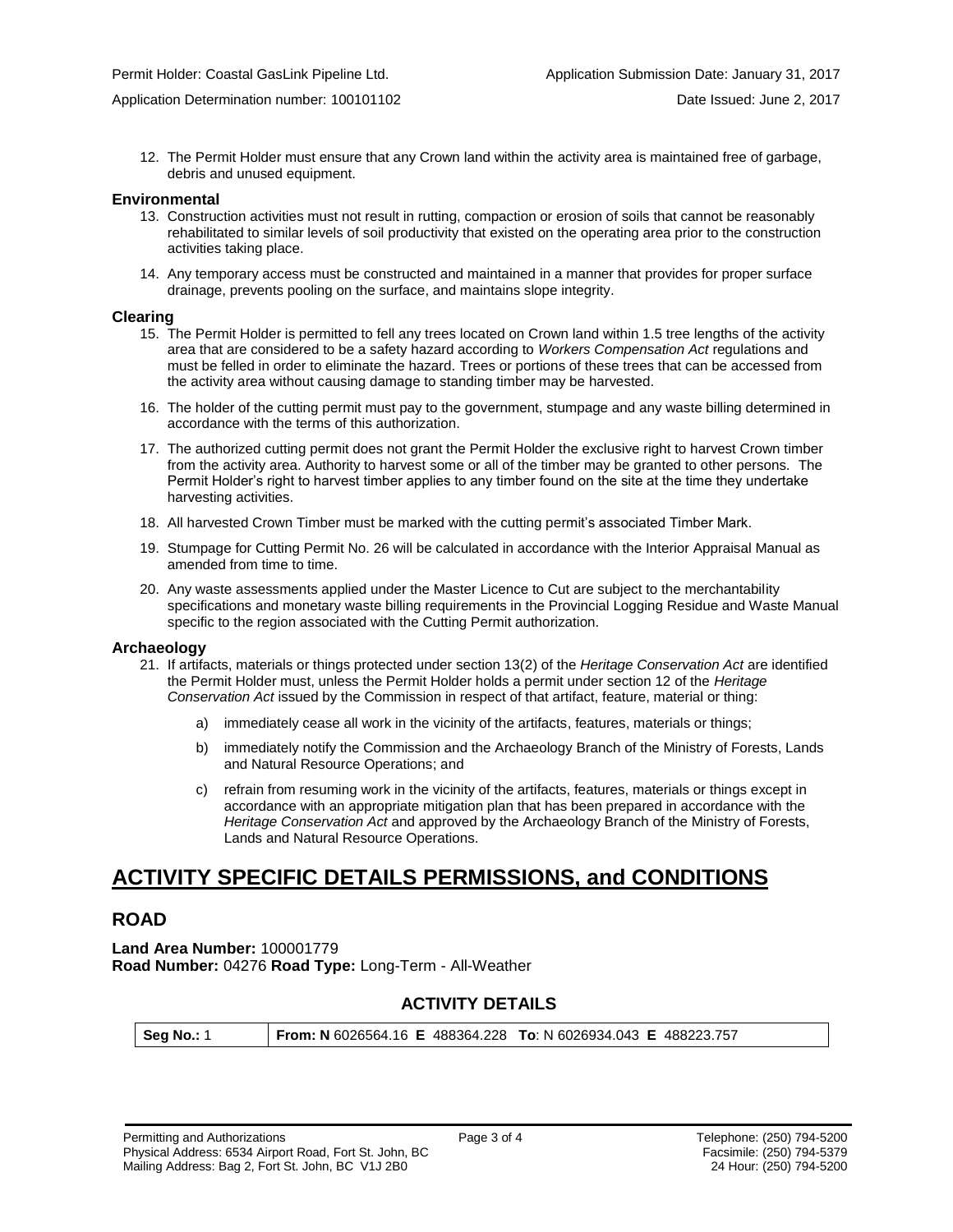12. The Permit Holder must ensure that any Crown land within the activity area is maintained free of garbage, debris and unused equipment.

### Environmental

13. Construction activities must not result in rutting, compaction or erosion of soils that cannot be reasonably rehabilitated to similar levels of soil productivity that existed on the operating area prior to the construction activities taking place.

14. Any temporary access must be constructed and maintained in a manner that provides for proper surface drainage, prevents pooling on the surface, and maintains slope integrity.

### Clearing

15. The Permit Holder is permitted to fell any trees located on Crown land within 1.5 tree lengths of the activity area that are considered to be a safety hazard according to *Workers Compensation Act* regulations and must be felled in order to eliminate the hazard. Trees or portions of these trees that can be accessed from the activity area without causing damage to standing timber may be harvested.

16. The holder of the cutting permit must pay to the government, stumpage and any waste billing determined in accordance with the terms of this authorization.

17. The authorized cutting permit does not grant the Permit Holder the exclusive right to harvest Crown timber from the activity area. Authority to harvest some or all of the timber may be granted to other persons. The Permit Holder's right to harvest timber applies to any timber found on the site at the time they undertake harvesting activities.

18. All harvested Crown Timber must be marked with the cutting permit's associated Timber Mark.

19. Stumpage for Cutting Permit No. 26 will be calculated in accordance with the Interior Appraisal Manual as amended from time to time.

20. Any waste assessments applied under the Master Licence to Cut are subject to the merchantability specifications and monetary waste billing requirements in the Provincial Logging Residue and Waste Manual specific to the region associated with the Cutting Permit authorization.

### Archaeology

21. If artifacts, materials or things protected under section 13(2) of the *Heritage Conservation Act* are identified the Permit Holder must, unless the Permit Holder holds a permit under section 12 of the *Heritage Conservation Act* issued by the Commission in respect of that artifact, feature, material or thing:

    a) immediately cease all work in the vicinity of the artifacts, features, materials or things;

    b) immediately notify the Commission and the Archaeology Branch of the Ministry of Forests, Lands and Natural Resource Operations; and

    c) refrain from resuming work in the vicinity of the artifacts, features, materials or things except in accordance with an appropriate mitigation plan that has been prepared in accordance with the *Heritage Conservation Act* and approved by the Archaeology Branch of the Ministry of Forests, Lands and Natural Resource Operations.

# ACTIVITY SPECIFIC DETAILS PERMISSIONS, and CONDITIONS

## ROAD

**Land Area Number:** 100001779
**Road Number:** 04276 **Road Type:** Long-Term - All-Weather

### ACTIVITY DETAILS

| **Seg No.:** 1 | **From: N** 6026564.16 **E** 488364.228 **To**: N 6026934.043 **E** 488223.757 |
| --- | --- |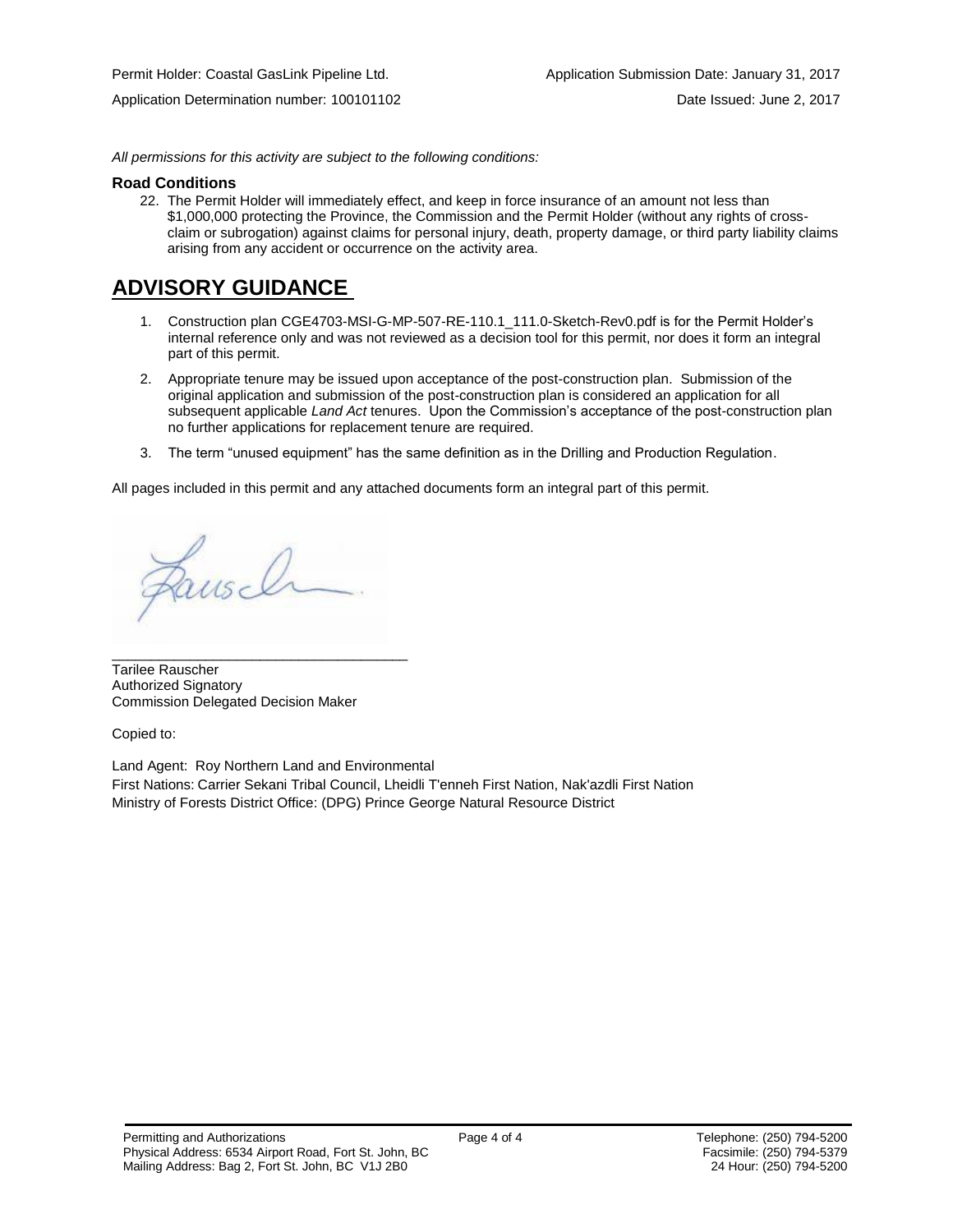Permit Holder: Coastal GasLink Pipeline Ltd.

Application Submission Date: January 31, 2017

Application Determination number: 100101102

Date Issued: June 2, 2017

*All permissions for this activity are subject to the following conditions:*

### Road Conditions

22. The Permit Holder will immediately effect, and keep in force insurance of an amount not less than $1,000,000 protecting the Province, the Commission and the Permit Holder (without any rights of cross-claim or subrogation) against claims for personal injury, death, property damage, or third party liability claims arising from any accident or occurrence on the activity area.

## ADVISORY GUIDANCE

1. Construction plan CGE4703-MSI-G-MP-507-RE-110.1_111.0-Sketch-Rev0.pdf is for the Permit Holder's internal reference only and was not reviewed as a decision tool for this permit, nor does it form an integral part of this permit.
2. Appropriate tenure may be issued upon acceptance of the post-construction plan. Submission of the original application and submission of the post-construction plan is considered an application for all subsequent applicable *Land Act* tenures. Upon the Commission's acceptance of the post-construction plan no further applications for replacement tenure are required.
3. The term "unused equipment" has the same definition as in the Drilling and Production Regulation.

All pages included in this permit and any attached documents form an integral part of this permit.

_____________________________________

Tarilee Rauscher
Authorized Signatory
Commission Delegated Decision Maker

Copied to:

Land Agent: Roy Northern Land and Environmental
First Nations: Carrier Sekani Tribal Council, Lheidli T'enneh First Nation, Nak'azdli First Nation
Ministry of Forests District Office: (DPG) Prince George Natural Resource District

Permitting and Authorizations
Physical Address: 6534 Airport Road, Fort St. John, BC
Mailing Address: Bag 2, Fort St. John, BC V1J 2B0

Telephone: (250) 794-5200
Facsimile: (250) 794-5379
24 Hour: (250) 794-5200